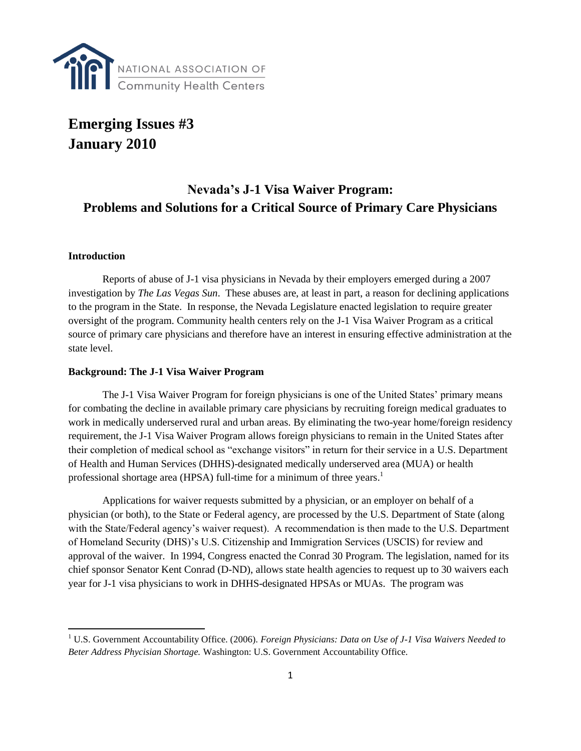NATIONAL ASSOCIATION OF Community Health Centers

# Emerging Issues #3
# January 2010

## Nevada's J-1 Visa Waiver Program: Problems and Solutions for a Critical Source of Primary Care Physicians

### Introduction

Reports of abuse of J-1 visa physicians in Nevada by their employers emerged during a 2007 investigation by *The Las Vegas Sun*. These abuses are, at least in part, a reason for declining applications to the program in the State. In response, the Nevada Legislature enacted legislation to require greater oversight of the program. Community health centers rely on the J-1 Visa Waiver Program as a critical source of primary care physicians and therefore have an interest in ensuring effective administration at the state level.

### Background: The J-1 Visa Waiver Program

The J-1 Visa Waiver Program for foreign physicians is one of the United States' primary means for combating the decline in available primary care physicians by recruiting foreign medical graduates to work in medically underserved rural and urban areas. By eliminating the two-year home/foreign residency requirement, the J-1 Visa Waiver Program allows foreign physicians to remain in the United States after their completion of medical school as "exchange visitors" in return for their service in a U.S. Department of Health and Human Services (DHHS)-designated medically underserved area (MUA) or health professional shortage area (HPSA) full-time for a minimum of three years.[1]

Applications for waiver requests submitted by a physician, or an employer on behalf of a physician (or both), to the State or Federal agency, are processed by the U.S. Department of State (along with the State/Federal agency's waiver request). A recommendation is then made to the U.S. Department of Homeland Security (DHS)'s U.S. Citizenship and Immigration Services (USCIS) for review and approval of the waiver. In 1994, Congress enacted the Conrad 30 Program. The legislation, named for its chief sponsor Senator Kent Conrad (D-ND), allows state health agencies to request up to 30 waivers each year for J-1 visa physicians to work in DHHS-designated HPSAs or MUAs. The program was

---

[1] U.S. Government Accountability Office. (2006). *Foreign Physicians: Data on Use of J-1 Visa Waivers Needed to Beter Address Phycisian Shortage.* Washington: U.S. Government Accountability Office.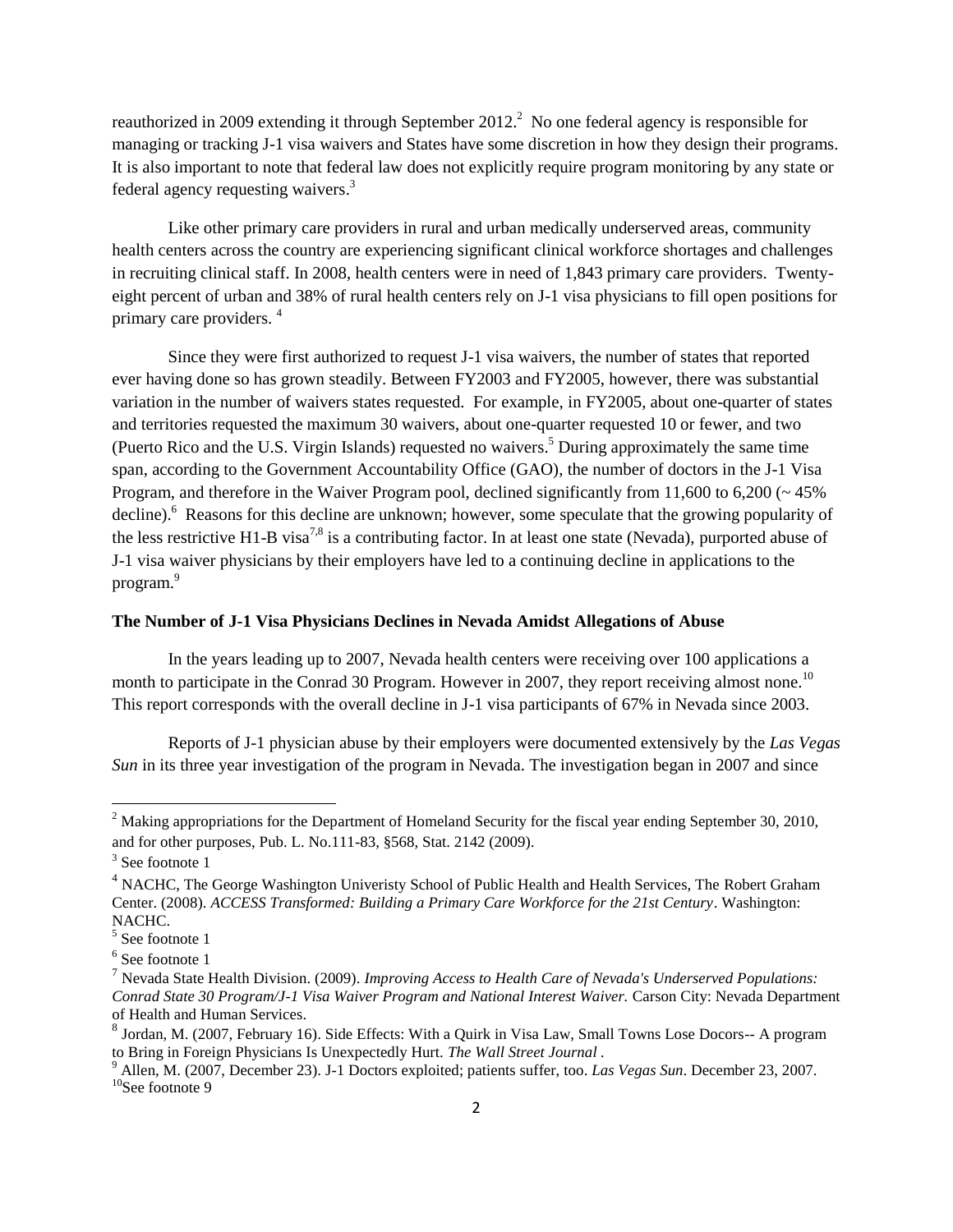reauthorized in 2009 extending it through September 2012.[2] No one federal agency is responsible for managing or tracking J-1 visa waivers and States have some discretion in how they design their programs. It is also important to note that federal law does not explicitly require program monitoring by any state or federal agency requesting waivers.[3]

Like other primary care providers in rural and urban medically underserved areas, community health centers across the country are experiencing significant clinical workforce shortages and challenges in recruiting clinical staff. In 2008, health centers were in need of 1,843 primary care providers. Twenty-eight percent of urban and 38% of rural health centers rely on J-1 visa physicians to fill open positions for primary care providers. [4]

Since they were first authorized to request J-1 visa waivers, the number of states that reported ever having done so has grown steadily. Between FY2003 and FY2005, however, there was substantial variation in the number of waivers states requested. For example, in FY2005, about one-quarter of states and territories requested the maximum 30 waivers, about one-quarter requested 10 or fewer, and two (Puerto Rico and the U.S. Virgin Islands) requested no waivers.[5] During approximately the same time span, according to the Government Accountability Office (GAO), the number of doctors in the J-1 Visa Program, and therefore in the Waiver Program pool, declined significantly from 11,600 to 6,200 (~ 45% decline).[6] Reasons for this decline are unknown; however, some speculate that the growing popularity of the less restrictive H1-B visa[7,8] is a contributing factor. In at least one state (Nevada), purported abuse of J-1 visa waiver physicians by their employers have led to a continuing decline in applications to the program.[9]

**The Number of J-1 Visa Physicians Declines in Nevada Amidst Allegations of Abuse**

In the years leading up to 2007, Nevada health centers were receiving over 100 applications a month to participate in the Conrad 30 Program. However in 2007, they report receiving almost none.[10] This report corresponds with the overall decline in J-1 visa participants of 67% in Nevada since 2003.

Reports of J-1 physician abuse by their employers were documented extensively by the *Las Vegas Sun* in its three year investigation of the program in Nevada. The investigation began in 2007 and since

---

[2] Making appropriations for the Department of Homeland Security for the fiscal year ending September 30, 2010, and for other purposes, Pub. L. No.111-83, §568, Stat. 2142 (2009).

[3] See footnote 1

[4] NACHC, The George Washington Univeristy School of Public Health and Health Services, The Robert Graham Center. (2008). *ACCESS Transformed: Building a Primary Care Workforce for the 21st Century*. Washington: NACHC.

[5] See footnote 1

[6] See footnote 1

[7] Nevada State Health Division. (2009). *Improving Access to Health Care of Nevada's Underserved Populations: Conrad State 30 Program/J-1 Visa Waiver Program and National Interest Waiver.* Carson City: Nevada Department of Health and Human Services.

[8] Jordan, M. (2007, February 16). Side Effects: With a Quirk in Visa Law, Small Towns Lose Docors-- A program to Bring in Foreign Physicians Is Unexpectedly Hurt. *The Wall Street Journal* .

[9] Allen, M. (2007, December 23). J-1 Doctors exploited; patients suffer, too. *Las Vegas Sun*. December 23, 2007.

[10] See footnote 9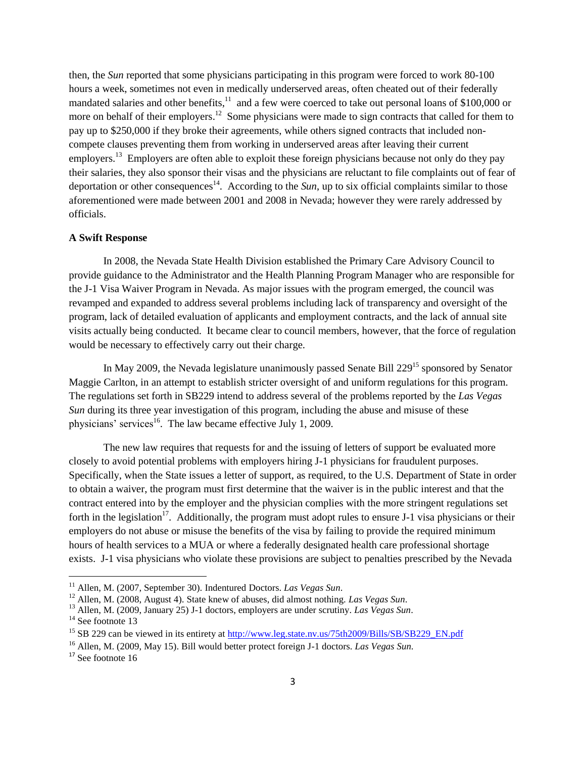then, the *Sun* reported that some physicians participating in this program were forced to work 80-100 hours a week, sometimes not even in medically underserved areas, often cheated out of their federally mandated salaries and other benefits,[11] and a few were coerced to take out personal loans of $100,000 or more on behalf of their employers.[12] Some physicians were made to sign contracts that called for them to pay up to $250,000 if they broke their agreements, while others signed contracts that included non-compete clauses preventing them from working in underserved areas after leaving their current employers.[13] Employers are often able to exploit these foreign physicians because not only do they pay their salaries, they also sponsor their visas and the physicians are reluctant to file complaints out of fear of deportation or other consequences[14]. According to the *Sun*, up to six official complaints similar to those aforementioned were made between 2001 and 2008 in Nevada; however they were rarely addressed by officials.

**A Swift Response**

In 2008, the Nevada State Health Division established the Primary Care Advisory Council to provide guidance to the Administrator and the Health Planning Program Manager who are responsible for the J-1 Visa Waiver Program in Nevada. As major issues with the program emerged, the council was revamped and expanded to address several problems including lack of transparency and oversight of the program, lack of detailed evaluation of applicants and employment contracts, and the lack of annual site visits actually being conducted. It became clear to council members, however, that the force of regulation would be necessary to effectively carry out their charge.

In May 2009, the Nevada legislature unanimously passed Senate Bill 229[15] sponsored by Senator Maggie Carlton, in an attempt to establish stricter oversight of and uniform regulations for this program. The regulations set forth in SB229 intend to address several of the problems reported by the *Las Vegas Sun* during its three year investigation of this program, including the abuse and misuse of these physicians' services[16]. The law became effective July 1, 2009.

The new law requires that requests for and the issuing of letters of support be evaluated more closely to avoid potential problems with employers hiring J-1 physicians for fraudulent purposes. Specifically, when the State issues a letter of support, as required, to the U.S. Department of State in order to obtain a waiver, the program must first determine that the waiver is in the public interest and that the contract entered into by the employer and the physician complies with the more stringent regulations set forth in the legislation[17]. Additionally, the program must adopt rules to ensure J-1 visa physicians or their employers do not abuse or misuse the benefits of the visa by failing to provide the required minimum hours of health services to a MUA or where a federally designated health care professional shortage exists. J-1 visa physicians who violate these provisions are subject to penalties prescribed by the Nevada

---

[11] Allen, M. (2007, September 30). Indentured Doctors. *Las Vegas Sun*.

[12] Allen, M. (2008, August 4). State knew of abuses, did almost nothing. *Las Vegas Sun*.

[13] Allen, M. (2009, January 25) J-1 doctors, employers are under scrutiny. *Las Vegas Sun*.

[14] See footnote 13

[15] SB 229 can be viewed in its entirety at http://www.leg.state.nv.us/75th2009/Bills/SB/SB229_EN.pdf

[16] Allen, M. (2009, May 15). Bill would better protect foreign J-1 doctors. *Las Vegas Sun.*

[17] See footnote 16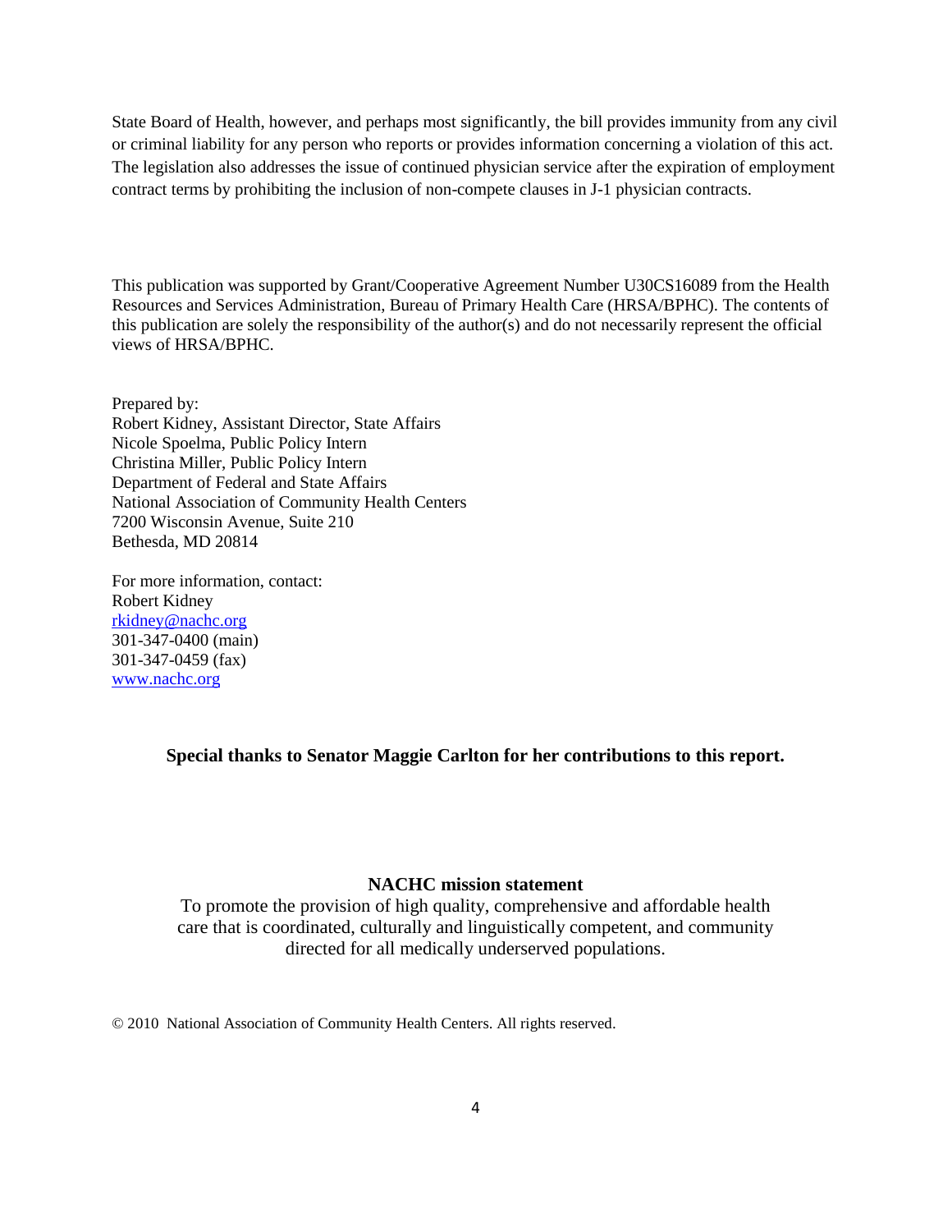State Board of Health, however, and perhaps most significantly, the bill provides immunity from any civil or criminal liability for any person who reports or provides information concerning a violation of this act. The legislation also addresses the issue of continued physician service after the expiration of employment contract terms by prohibiting the inclusion of non-compete clauses in J-1 physician contracts.

This publication was supported by Grant/Cooperative Agreement Number U30CS16089 from the Health Resources and Services Administration, Bureau of Primary Health Care (HRSA/BPHC). The contents of this publication are solely the responsibility of the author(s) and do not necessarily represent the official views of HRSA/BPHC.

Prepared by:
Robert Kidney, Assistant Director, State Affairs
Nicole Spoelma, Public Policy Intern
Christina Miller, Public Policy Intern
Department of Federal and State Affairs
National Association of Community Health Centers
7200 Wisconsin Avenue, Suite 210
Bethesda, MD 20814

For more information, contact:
Robert Kidney
rkidney@nachc.org
301-347-0400 (main)
301-347-0459 (fax)
www.nachc.org

**Special thanks to Senator Maggie Carlton for her contributions to this report.**

**NACHC mission statement**

To promote the provision of high quality, comprehensive and affordable health care that is coordinated, culturally and linguistically competent, and community directed for all medically underserved populations.

© 2010 National Association of Community Health Centers. All rights reserved.